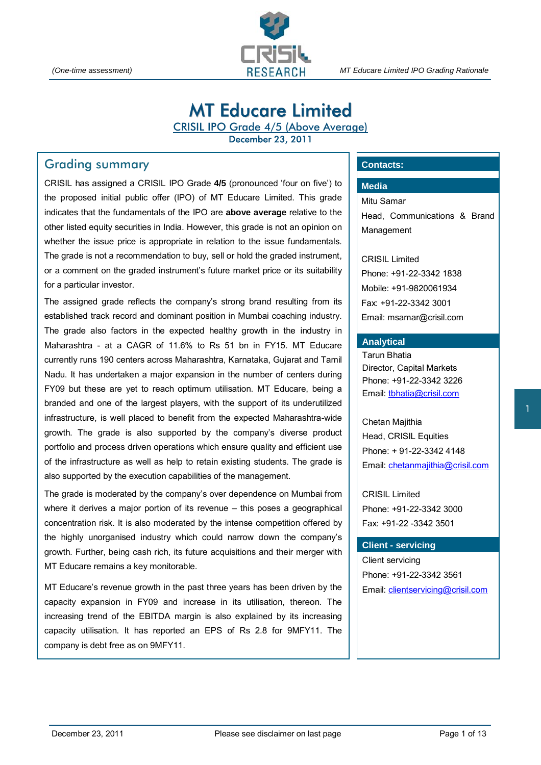# MT Educare Limited

CRISIL IPO Grade 4/5 (Above Average)

December 23, 2011

## Grading summary

CRISIL has assigned a CRISIL IPO Grade **4/5** (pronounced 'four on five') to the proposed initial public offer (IPO) of MT Educare Limited. This grade indicates that the fundamentals of the IPO are **above average** relative to the other listed equity securities in India. However, this grade is not an opinion on whether the issue price is appropriate in relation to the issue fundamentals. The grade is not a recommendation to buy, sell or hold the graded instrument, or a comment on the graded instrument's future market price or its suitability for a particular investor.

The assigned grade reflects the company's strong brand resulting from its established track record and dominant position in Mumbai coaching industry. The grade also factors in the expected healthy growth in the industry in Maharashtra - at a CAGR of 11.6% to Rs 51 bn in FY15. MT Educare currently runs 190 centers across Maharashtra, Karnataka, Gujarat and Tamil Nadu. It has undertaken a major expansion in the number of centers during FY09 but these are yet to reach optimum utilisation. MT Educare, being a branded and one of the largest players, with the support of its underutilized infrastructure, is well placed to benefit from the expected Maharashtra-wide growth. The grade is also supported by the company's diverse product portfolio and process driven operations which ensure quality and efficient use of the infrastructure as well as help to retain existing students. The grade is also supported by the execution capabilities of the management.

The grade is moderated by the company's over dependence on Mumbai from where it derives a major portion of its revenue – this poses a geographical concentration risk. It is also moderated by the intense competition offered by the highly unorganised industry which could narrow down the company's growth. Further, being cash rich, its future acquisitions and their merger with MT Educare remains a key monitorable.

MT Educare's revenue growth in the past three years has been driven by the capacity expansion in FY09 and increase in its utilisation, thereon. The increasing trend of the EBITDA margin is also explained by its increasing capacity utilisation. It has reported an EPS of Rs 2.8 for 9MFY11. The company is debt free as on 9MFY11.

**Contacts:**

**Media**

Mitu Samar
Head, Communications & Brand Management

CRISIL Limited
Phone: +91-22-3342 1838
Mobile: +91-9820061934
Fax: +91-22-3342 3001
Email: msamar@crisil.com

**Analytical**

Tarun Bhatia
Director, Capital Markets
Phone: +91-22-3342 3226
Email: tbhatia@crisil.com

Chetan Majithia
Head, CRISIL Equities
Phone: + 91-22-3342 4148
Email: chetanmajithia@crisil.com

CRISIL Limited
Phone: +91-22-3342 3000
Fax: +91-22 -3342 3501

**Client - servicing**

Client servicing
Phone: +91-22-3342 3561
Email: clientservicing@crisil.com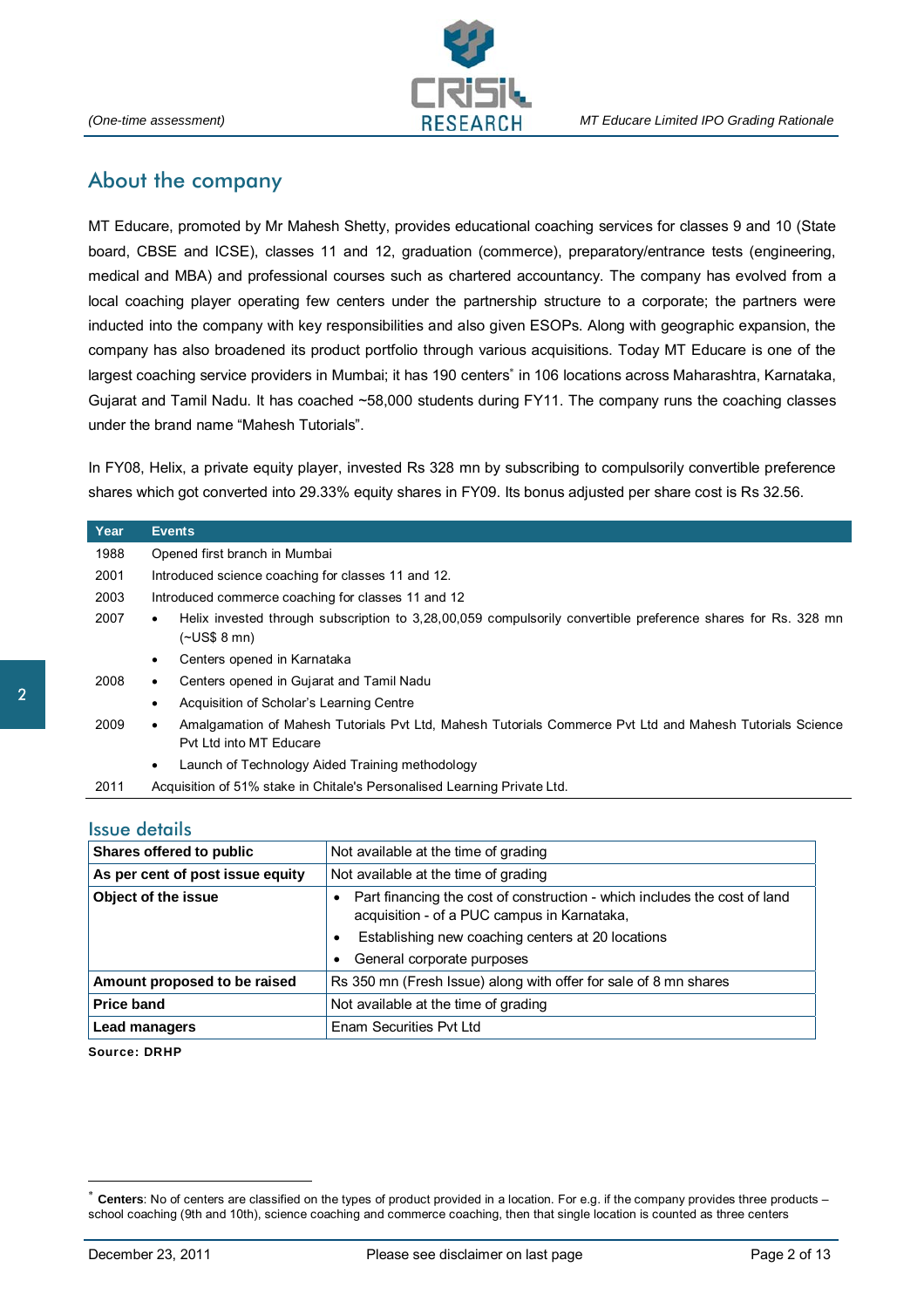## About the company

MT Educare, promoted by Mr Mahesh Shetty, provides educational coaching services for classes 9 and 10 (State board, CBSE and ICSE), classes 11 and 12, graduation (commerce), preparatory/entrance tests (engineering, medical and MBA) and professional courses such as chartered accountancy. The company has evolved from a local coaching player operating few centers under the partnership structure to a corporate; the partners were inducted into the company with key responsibilities and also given ESOPs. Along with geographic expansion, the company has also broadened its product portfolio through various acquisitions. Today MT Educare is one of the largest coaching service providers in Mumbai; it has 190 centers* in 106 locations across Maharashtra, Karnataka, Gujarat and Tamil Nadu. It has coached ~58,000 students during FY11. The company runs the coaching classes under the brand name "Mahesh Tutorials".

In FY08, Helix, a private equity player, invested Rs 328 mn by subscribing to compulsorily convertible preference shares which got converted into 29.33% equity shares in FY09. Its bonus adjusted per share cost is Rs 32.56.

| Year | Events |
|---|---|
| 1988 | Opened first branch in Mumbai |
| 2001 | Introduced science coaching for classes 11 and 12. |
| 2003 | Introduced commerce coaching for classes 11 and 12 |
| 2007 | • Helix invested through subscription to 3,28,00,059 compulsorily convertible preference shares for Rs. 328 mn (~US$ 8 mn)<br>• Centers opened in Karnataka |
| 2008 | • Centers opened in Gujarat and Tamil Nadu<br>• Acquisition of Scholar's Learning Centre |
| 2009 | • Amalgamation of Mahesh Tutorials Pvt Ltd, Mahesh Tutorials Commerce Pvt Ltd and Mahesh Tutorials Science Pvt Ltd into MT Educare<br>• Launch of Technology Aided Training methodology |
| 2011 | Acquisition of 51% stake in Chitale's Personalised Learning Private Ltd. |

## Issue details

| | |
|---|---|
| **Shares offered to public** | Not available at the time of grading |
| **As per cent of post issue equity** | Not available at the time of grading |
| **Object of the issue** | • Part financing the cost of construction - which includes the cost of land acquisition - of a PUC campus in Karnataka,<br>• Establishing new coaching centers at 20 locations<br>• General corporate purposes |
| **Amount proposed to be raised** | Rs 350 mn (Fresh Issue) along with offer for sale of 8 mn shares |
| **Price band** | Not available at the time of grading |
| **Lead managers** | Enam Securities Pvt Ltd |

**Source: DRHP**

* **Centers**: No of centers are classified on the types of product provided in a location. For e.g. if the company provides three products – school coaching (9th and 10th), science coaching and commerce coaching, then that single location is counted as three centers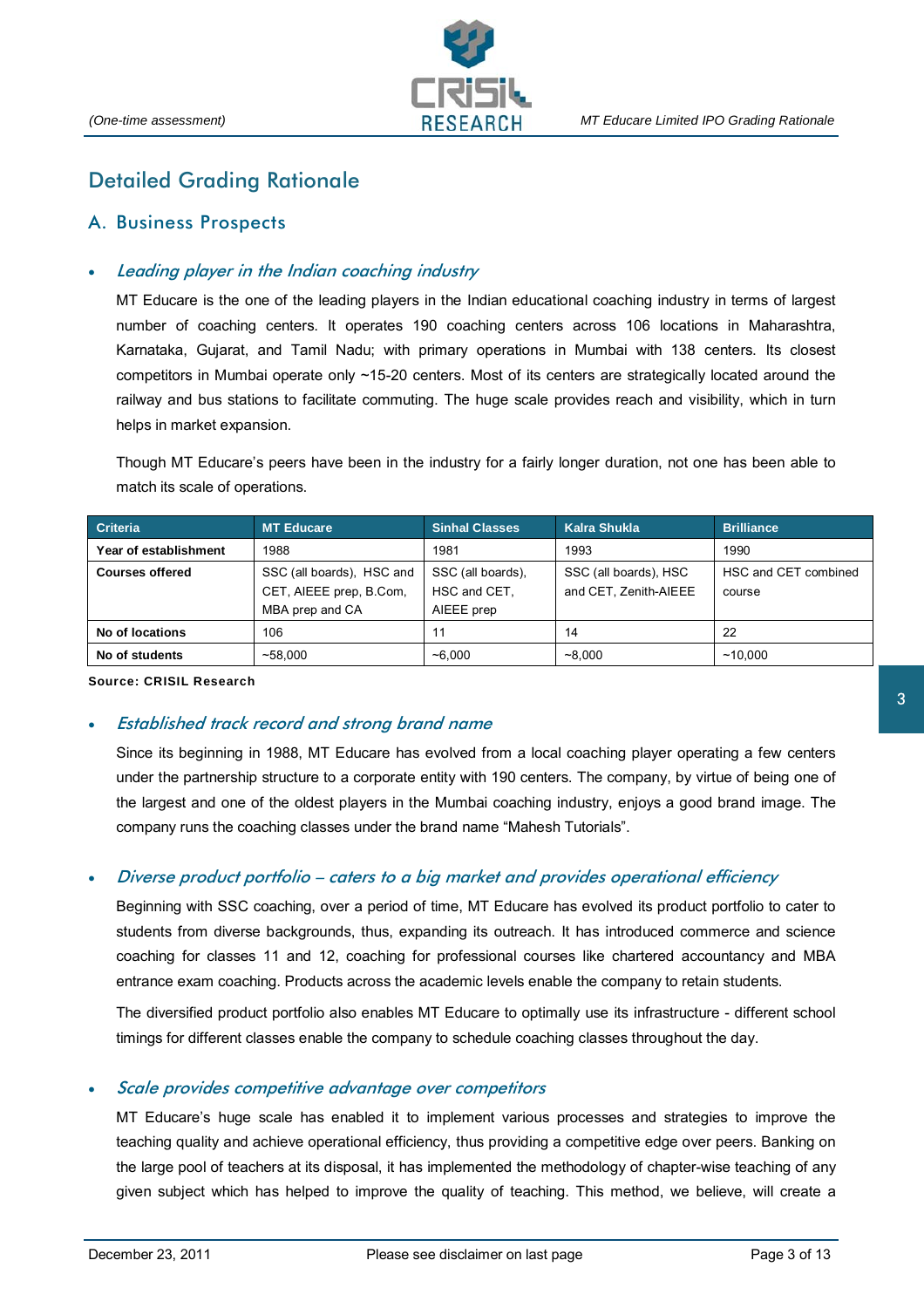# Detailed Grading Rationale

## A. Business Prospects

- ***Leading player in the Indian coaching industry***

  MT Educare is the one of the leading players in the Indian educational coaching industry in terms of largest number of coaching centers. It operates 190 coaching centers across 106 locations in Maharashtra, Karnataka, Gujarat, and Tamil Nadu; with primary operations in Mumbai with 138 centers. Its closest competitors in Mumbai operate only ~15-20 centers. Most of its centers are strategically located around the railway and bus stations to facilitate commuting. The huge scale provides reach and visibility, which in turn helps in market expansion.

  Though MT Educare's peers have been in the industry for a fairly longer duration, not one has been able to match its scale of operations.

| Criteria | MT Educare | Sinhal Classes | Kalra Shukla | Brilliance |
|---|---|---|---|---|
| **Year of establishment** | 1988 | 1981 | 1993 | 1990 |
| **Courses offered** | SSC (all boards), HSC and CET, AIEEE prep, B.Com, MBA prep and CA | SSC (all boards), HSC and CET, AIEEE prep | SSC (all boards), HSC and CET, Zenith-AIEEE | HSC and CET combined course |
| **No of locations** | 106 | 11 | 14 | 22 |
| **No of students** | ~58,000 | ~6,000 | ~8,000 | ~10,000 |

**Source: CRISIL Research**

- ***Established track record and strong brand name***

  Since its beginning in 1988, MT Educare has evolved from a local coaching player operating a few centers under the partnership structure to a corporate entity with 190 centers. The company, by virtue of being one of the largest and one of the oldest players in the Mumbai coaching industry, enjoys a good brand image. The company runs the coaching classes under the brand name "Mahesh Tutorials".

- ***Diverse product portfolio – caters to a big market and provides operational efficiency***

  Beginning with SSC coaching, over a period of time, MT Educare has evolved its product portfolio to cater to students from diverse backgrounds, thus, expanding its outreach. It has introduced commerce and science coaching for classes 11 and 12, coaching for professional courses like chartered accountancy and MBA entrance exam coaching. Products across the academic levels enable the company to retain students.

  The diversified product portfolio also enables MT Educare to optimally use its infrastructure - different school timings for different classes enable the company to schedule coaching classes throughout the day.

- ***Scale provides competitive advantage over competitors***

  MT Educare's huge scale has enabled it to implement various processes and strategies to improve the teaching quality and achieve operational efficiency, thus providing a competitive edge over peers. Banking on the large pool of teachers at its disposal, it has implemented the methodology of chapter-wise teaching of any given subject which has helped to improve the quality of teaching. This method, we believe, will create a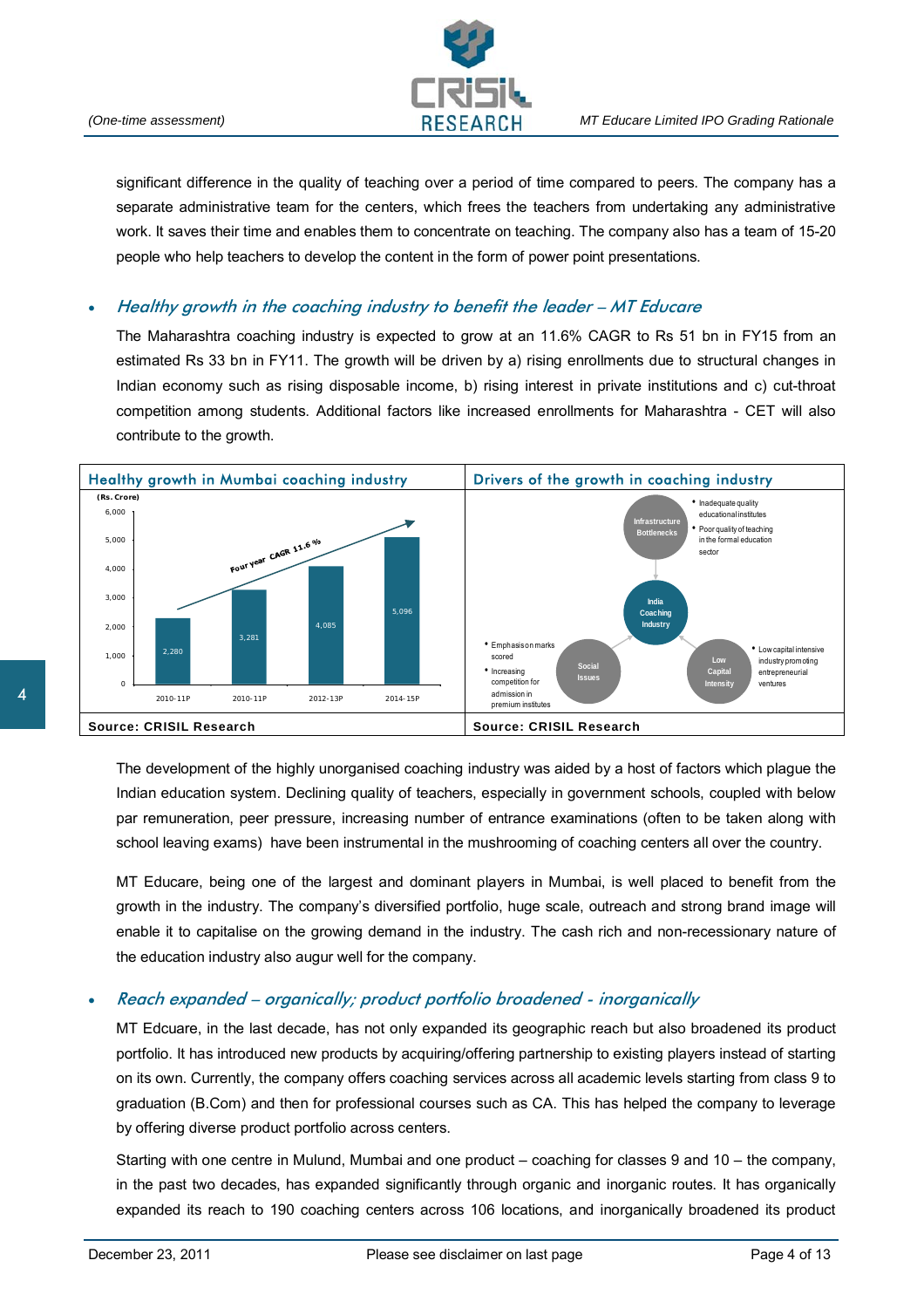significant difference in the quality of teaching over a period of time compared to peers. The company has a separate administrative team for the centers, which frees the teachers from undertaking any administrative work. It saves their time and enables them to concentrate on teaching. The company also has a team of 15-20 people who help teachers to develop the content in the form of power point presentations.

- ***Healthy growth in the coaching industry to benefit the leader – MT Educare***

  The Maharashtra coaching industry is expected to grow at an 11.6% CAGR to Rs 51 bn in FY15 from an estimated Rs 33 bn in FY11. The growth will be driven by a) rising enrollments due to structural changes in Indian economy such as rising disposable income, b) rising interest in private institutions and c) cut-throat competition among students. Additional factors like increased enrollments for Maharashtra - CET will also contribute to the growth.

**Healthy growth in Mumbai coaching industry**

(Rs. Crore) — Four year CAGR 11.6 %

| Year | Value |
|---|---|
| 2010-11P | 2,280 |
| 2010-11P | 3,281 |
| 2012-13P | 4,085 |
| 2014-15P | 5,096 |

**Source: CRISIL Research**

**Drivers of the growth in coaching industry**

- India Coaching Industry
  - Infrastructure Bottlenecks
    - Inadequate quality educational institutes
    - Poor quality of teaching in the formal education sector
  - Social Issues
    - Emphasis on marks scored
    - Increasing competition for admission in premium institutes
  - Low Capital Intensity
    - Low capital intensive industry promoting entrepreneurial ventures

**Source: CRISIL Research**

The development of the highly unorganised coaching industry was aided by a host of factors which plague the Indian education system. Declining quality of teachers, especially in government schools, coupled with below par remuneration, peer pressure, increasing number of entrance examinations (often to be taken along with school leaving exams) have been instrumental in the mushrooming of coaching centers all over the country.

MT Educare, being one of the largest and dominant players in Mumbai, is well placed to benefit from the growth in the industry. The company's diversified portfolio, huge scale, outreach and strong brand image will enable it to capitalise on the growing demand in the industry. The cash rich and non-recessionary nature of the education industry also augur well for the company.

- ***Reach expanded – organically; product portfolio broadened - inorganically***

  MT Edcuare, in the last decade, has not only expanded its geographic reach but also broadened its product portfolio. It has introduced new products by acquiring/offering partnership to existing players instead of starting on its own. Currently, the company offers coaching services across all academic levels starting from class 9 to graduation (B.Com) and then for professional courses such as CA. This has helped the company to leverage by offering diverse product portfolio across centers.

  Starting with one centre in Mulund, Mumbai and one product – coaching for classes 9 and 10 – the company, in the past two decades, has expanded significantly through organic and inorganic routes. It has organically expanded its reach to 190 coaching centers across 106 locations, and inorganically broadened its product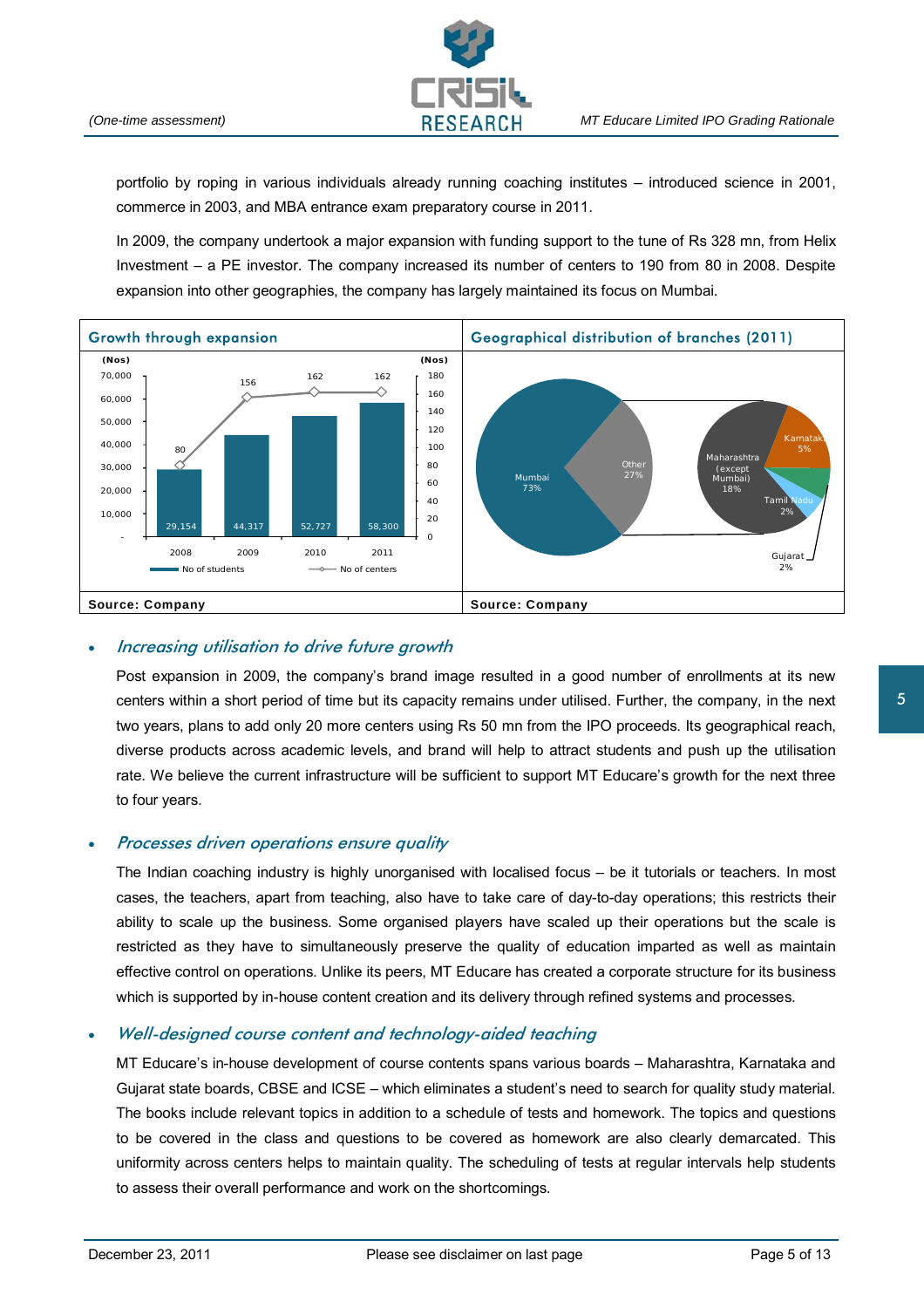portfolio by roping in various individuals already running coaching institutes – introduced science in 2001, commerce in 2003, and MBA entrance exam preparatory course in 2011.

In 2009, the company undertook a major expansion with funding support to the tune of Rs 328 mn, from Helix Investment – a PE investor. The company increased its number of centers to 190 from 80 in 2008. Despite expansion into other geographies, the company has largely maintained its focus on Mumbai.

**Growth through expansion**

| Year | No of students | No of centers |
|---|---|---|
| 2008 | 29,154 | 80 |
| 2009 | 44,317 | 156 |
| 2010 | 52,727 | 162 |
| 2011 | 58,300 | 162 |

Source: Company

**Geographical distribution of branches (2011)**

| Region | Share |
|---|---|
| Mumbai | 73% |
| Other | 27% |
| Maharashtra (except Mumbai) | 18% |
| Karnataka | 5% |
| Tamil Nadu | 2% |
| Gujarat | 2% |

Source: Company

- ***Increasing utilisation to drive future growth***

  Post expansion in 2009, the company's brand image resulted in a good number of enrollments at its new centers within a short period of time but its capacity remains under utilised. Further, the company, in the next two years, plans to add only 20 more centers using Rs 50 mn from the IPO proceeds. Its geographical reach, diverse products across academic levels, and brand will help to attract students and push up the utilisation rate. We believe the current infrastructure will be sufficient to support MT Educare's growth for the next three to four years.

- ***Processes driven operations ensure quality***

  The Indian coaching industry is highly unorganised with localised focus – be it tutorials or teachers. In most cases, the teachers, apart from teaching, also have to take care of day-to-day operations; this restricts their ability to scale up the business. Some organised players have scaled up their operations but the scale is restricted as they have to simultaneously preserve the quality of education imparted as well as maintain effective control on operations. Unlike its peers, MT Educare has created a corporate structure for its business which is supported by in-house content creation and its delivery through refined systems and processes.

- ***Well-designed course content and technology-aided teaching***

  MT Educare's in-house development of course contents spans various boards – Maharashtra, Karnataka and Gujarat state boards, CBSE and ICSE – which eliminates a student's need to search for quality study material. The books include relevant topics in addition to a schedule of tests and homework. The topics and questions to be covered in the class and questions to be covered as homework are also clearly demarcated. This uniformity across centers helps to maintain quality. The scheduling of tests at regular intervals help students to assess their overall performance and work on the shortcomings.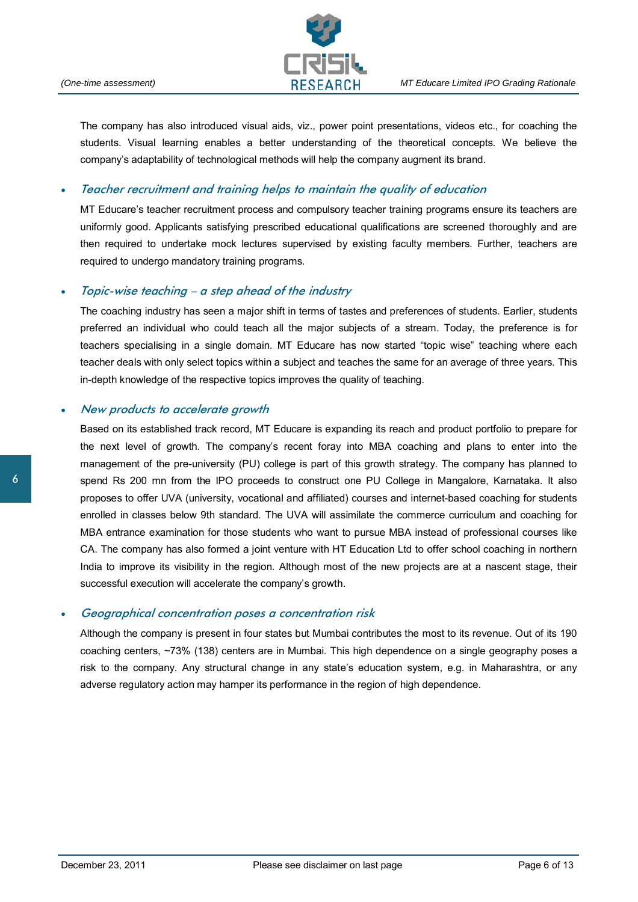The company has also introduced visual aids, viz., power point presentations, videos etc., for coaching the students. Visual learning enables a better understanding of the theoretical concepts. We believe the company's adaptability of technological methods will help the company augment its brand.

- ***Teacher recruitment and training helps to maintain the quality of education***

  MT Educare's teacher recruitment process and compulsory teacher training programs ensure its teachers are uniformly good. Applicants satisfying prescribed educational qualifications are screened thoroughly and are then required to undertake mock lectures supervised by existing faculty members. Further, teachers are required to undergo mandatory training programs.

- ***Topic-wise teaching – a step ahead of the industry***

  The coaching industry has seen a major shift in terms of tastes and preferences of students. Earlier, students preferred an individual who could teach all the major subjects of a stream. Today, the preference is for teachers specialising in a single domain. MT Educare has now started "topic wise" teaching where each teacher deals with only select topics within a subject and teaches the same for an average of three years. This in-depth knowledge of the respective topics improves the quality of teaching.

- ***New products to accelerate growth***

  Based on its established track record, MT Educare is expanding its reach and product portfolio to prepare for the next level of growth. The company's recent foray into MBA coaching and plans to enter into the management of the pre-university (PU) college is part of this growth strategy. The company has planned to spend Rs 200 mn from the IPO proceeds to construct one PU College in Mangalore, Karnataka. It also proposes to offer UVA (university, vocational and affiliated) courses and internet-based coaching for students enrolled in classes below 9th standard. The UVA will assimilate the commerce curriculum and coaching for MBA entrance examination for those students who want to pursue MBA instead of professional courses like CA. The company has also formed a joint venture with HT Education Ltd to offer school coaching in northern India to improve its visibility in the region. Although most of the new projects are at a nascent stage, their successful execution will accelerate the company's growth.

- ***Geographical concentration poses a concentration risk***

  Although the company is present in four states but Mumbai contributes the most to its revenue. Out of its 190 coaching centers, ~73% (138) centers are in Mumbai. This high dependence on a single geography poses a risk to the company. Any structural change in any state's education system, e.g. in Maharashtra, or any adverse regulatory action may hamper its performance in the region of high dependence.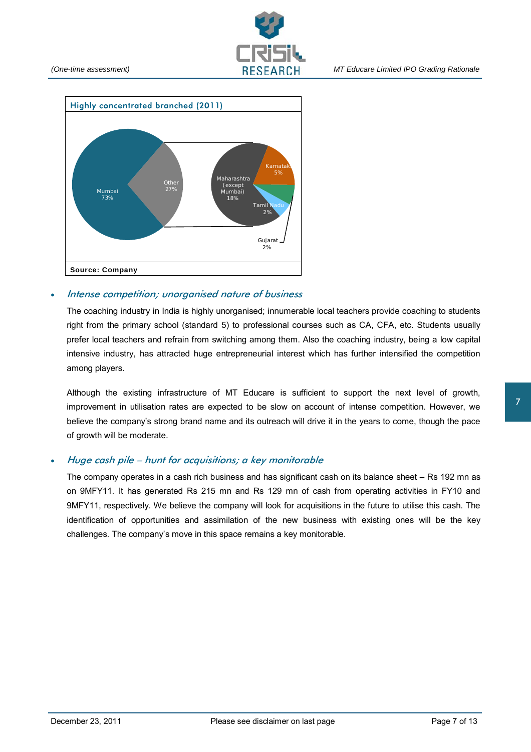**Highly concentrated branched (2011)**

| Region | Share |
|---|---|
| Mumbai | 73% |
| Other | 27% |
| Maharashtra (except Mumbai) | 18% |
| Karnataka | 5% |
| Tamil Nadu | 2% |
| Gujarat | 2% |

**Source: Company**

- ### *Intense competition; unorganised nature of business*

  The coaching industry in India is highly unorganised; innumerable local teachers provide coaching to students right from the primary school (standard 5) to professional courses such as CA, CFA, etc. Students usually prefer local teachers and refrain from switching among them. Also the coaching industry, being a low capital intensive industry, has attracted huge entrepreneurial interest which has further intensified the competition among players.

  Although the existing infrastructure of MT Educare is sufficient to support the next level of growth, improvement in utilisation rates are expected to be slow on account of intense competition. However, we believe the company's strong brand name and its outreach will drive it in the years to come, though the pace of growth will be moderate.

- ### *Huge cash pile – hunt for acquisitions; a key monitorable*

  The company operates in a cash rich business and has significant cash on its balance sheet – Rs 192 mn as on 9MFY11. It has generated Rs 215 mn and Rs 129 mn of cash from operating activities in FY10 and 9MFY11, respectively. We believe the company will look for acquisitions in the future to utilise this cash. The identification of opportunities and assimilation of the new business with existing ones will be the key challenges. The company's move in this space remains a key monitorable.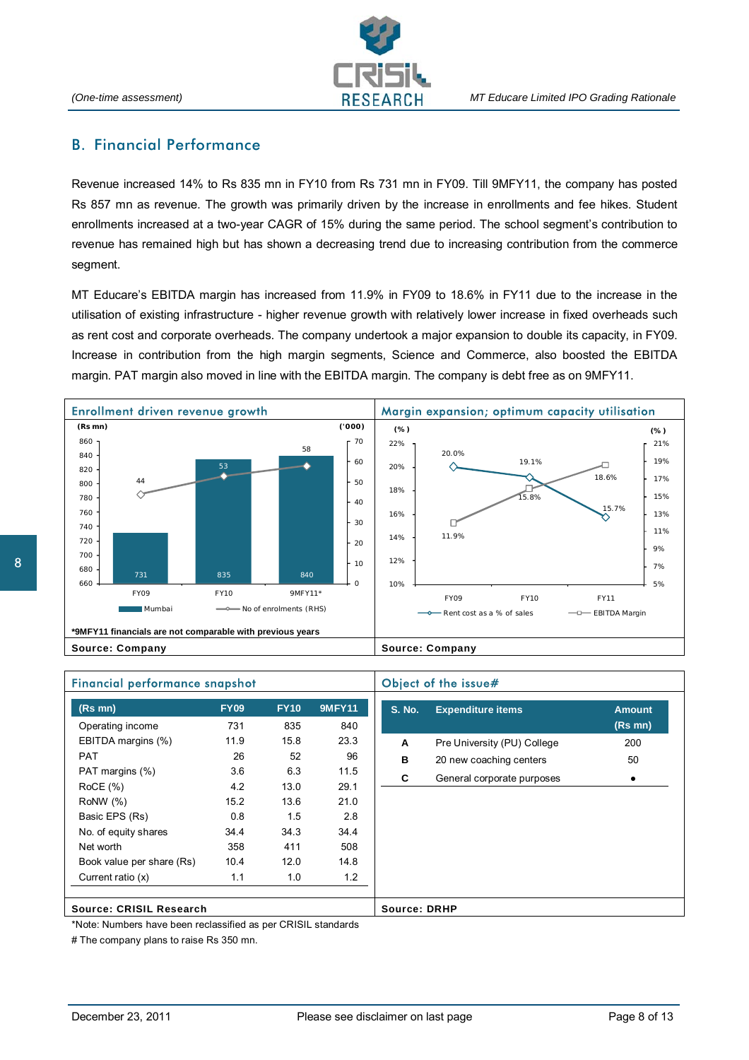## B. Financial Performance

Revenue increased 14% to Rs 835 mn in FY10 from Rs 731 mn in FY09. Till 9MFY11, the company has posted Rs 857 mn as revenue. The growth was primarily driven by the increase in enrollments and fee hikes. Student enrollments increased at a two-year CAGR of 15% during the same period. The school segment's contribution to revenue has remained high but has shown a decreasing trend due to increasing contribution from the commerce segment.

MT Educare's EBITDA margin has increased from 11.9% in FY09 to 18.6% in FY11 due to the increase in the utilisation of existing infrastructure - higher revenue growth with relatively lower increase in fixed overheads such as rent cost and corporate overheads. The company undertook a major expansion to double its capacity, in FY09. Increase in contribution from the high margin segments, Science and Commerce, also boosted the EBITDA margin. PAT margin also moved in line with the EBITDA margin. The company is debt free as on 9MFY11.

**Enrollment driven revenue growth**

| | FY09 | FY10 | 9MFY11* |
|---|---|---|---|
| Mumbai (Rs mn) | 731 | 835 | 840 |
| No of enrolments ('000) (RHS) | 44 | 53 | 58 |

*9MFY11 financials are not comparable with previous years

Source: Company

**Margin expansion; optimum capacity utilisation**

| | FY09 | FY10 | FY11 |
|---|---|---|---|
| Rent cost as a % of sales | 20.0% | 19.1% | 15.7% |
| EBITDA Margin | 11.9% | 15.8% | 18.6% |

Source: Company

**Financial performance snapshot**

| (Rs mn) | FY09 | FY10 | 9MFY11 |
|---|---|---|---|
| Operating income | 731 | 835 | 840 |
| EBITDA margins (%) | 11.9 | 15.8 | 23.3 |
| PAT | 26 | 52 | 96 |
| PAT margins (%) | 3.6 | 6.3 | 11.5 |
| RoCE (%) | 4.2 | 13.0 | 29.1 |
| RoNW (%) | 15.2 | 13.6 | 21.0 |
| Basic EPS (Rs) | 0.8 | 1.5 | 2.8 |
| No. of equity shares | 34.4 | 34.3 | 34.4 |
| Net worth | 358 | 411 | 508 |
| Book value per share (Rs) | 10.4 | 12.0 | 14.8 |
| Current ratio (x) | 1.1 | 1.0 | 1.2 |

Source: CRISIL Research

**Object of the issue#**

| S. No. | Expenditure items | Amount (Rs mn) |
|---|---|---|
| A | Pre University (PU) College | 200 |
| B | 20 new coaching centers | 50 |
| C | General corporate purposes | • |

Source: DRHP

*Note: Numbers have been reclassified as per CRISIL standards

# The company plans to raise Rs 350 mn.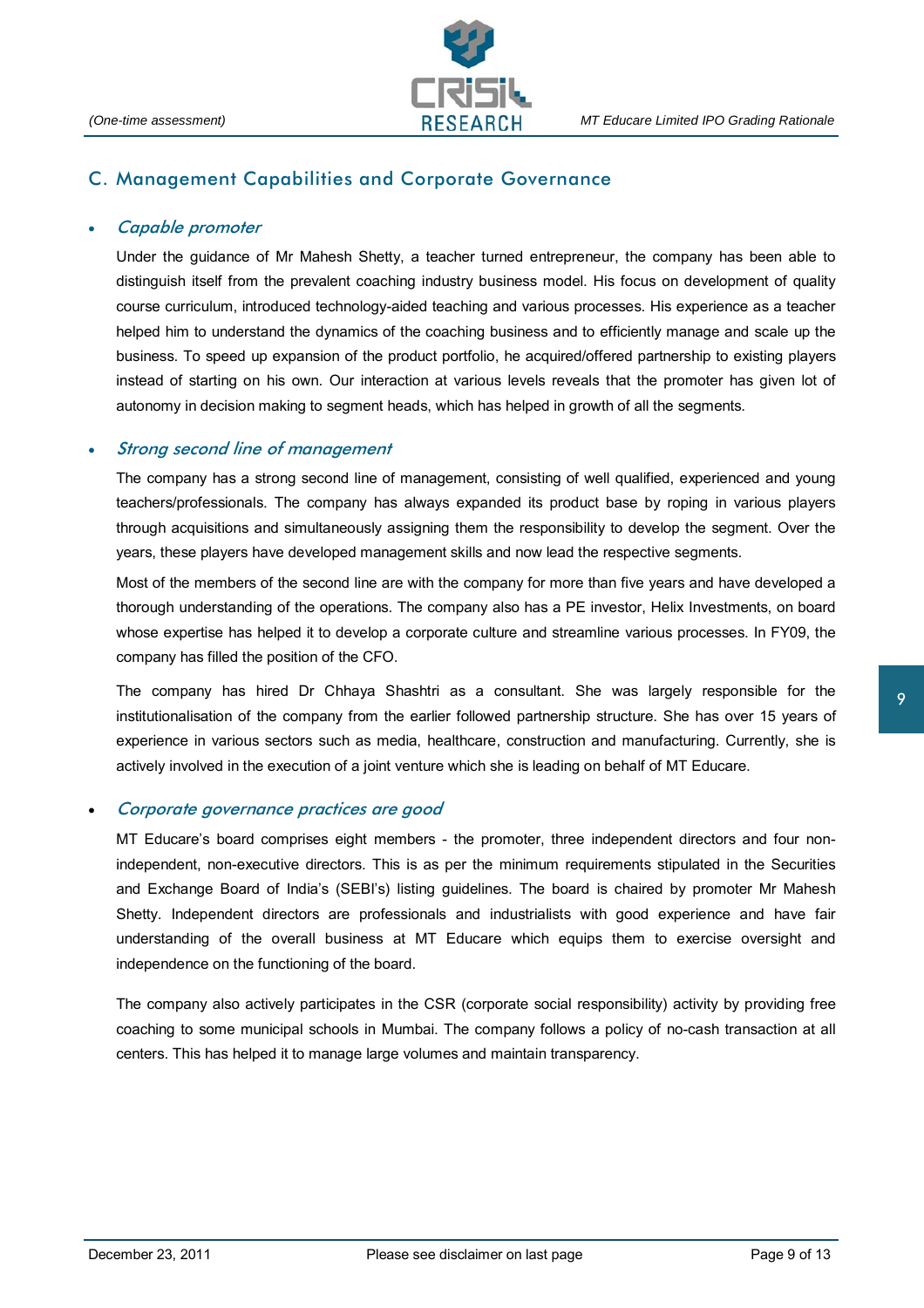## C. Management Capabilities and Corporate Governance

- ***Capable promoter***

  Under the guidance of Mr Mahesh Shetty, a teacher turned entrepreneur, the company has been able to distinguish itself from the prevalent coaching industry business model. His focus on development of quality course curriculum, introduced technology-aided teaching and various processes. His experience as a teacher helped him to understand the dynamics of the coaching business and to efficiently manage and scale up the business. To speed up expansion of the product portfolio, he acquired/offered partnership to existing players instead of starting on his own. Our interaction at various levels reveals that the promoter has given lot of autonomy in decision making to segment heads, which has helped in growth of all the segments.

- ***Strong second line of management***

  The company has a strong second line of management, consisting of well qualified, experienced and young teachers/professionals. The company has always expanded its product base by roping in various players through acquisitions and simultaneously assigning them the responsibility to develop the segment. Over the years, these players have developed management skills and now lead the respective segments.

  Most of the members of the second line are with the company for more than five years and have developed a thorough understanding of the operations. The company also has a PE investor, Helix Investments, on board whose expertise has helped it to develop a corporate culture and streamline various processes. In FY09, the company has filled the position of the CFO.

  The company has hired Dr Chhaya Shashtri as a consultant. She was largely responsible for the institutionalisation of the company from the earlier followed partnership structure. She has over 15 years of experience in various sectors such as media, healthcare, construction and manufacturing. Currently, she is actively involved in the execution of a joint venture which she is leading on behalf of MT Educare.

- ***Corporate governance practices are good***

  MT Educare's board comprises eight members - the promoter, three independent directors and four non-independent, non-executive directors. This is as per the minimum requirements stipulated in the Securities and Exchange Board of India's (SEBI's) listing guidelines. The board is chaired by promoter Mr Mahesh Shetty. Independent directors are professionals and industrialists with good experience and have fair understanding of the overall business at MT Educare which equips them to exercise oversight and independence on the functioning of the board.

  The company also actively participates in the CSR (corporate social responsibility) activity by providing free coaching to some municipal schools in Mumbai. The company follows a policy of no-cash transaction at all centers. This has helped it to manage large volumes and maintain transparency.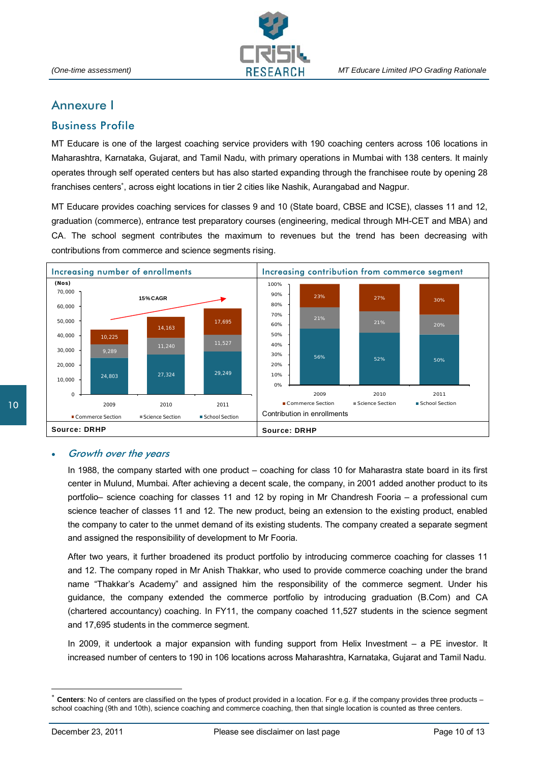## Annexure I

## Business Profile

MT Educare is one of the largest coaching service providers with 190 coaching centers across 106 locations in Maharashtra, Karnataka, Gujarat, and Tamil Nadu, with primary operations in Mumbai with 138 centers. It mainly operates through self operated centers but has also started expanding through the franchisee route by opening 28 franchises centers*, across eight locations in tier 2 cities like Nashik, Aurangabad and Nagpur.

MT Educare provides coaching services for classes 9 and 10 (State board, CBSE and ICSE), classes 11 and 12, graduation (commerce), entrance test preparatory courses (engineering, medical through MH-CET and MBA) and CA. The school segment contributes the maximum to revenues but the trend has been decreasing with contributions from commerce and science segments rising.

**Increasing number of enrollments**

(Nos) — 15% CAGR

| | 2009 | 2010 | 2011 |
|---|---|---|---|
| Commerce Section | 10,225 | 14,163 | 17,695 |
| Science Section | 9,289 | 11,240 | 11,527 |
| School Section | 24,803 | 27,324 | 29,249 |

Source: DRHP

**Increasing contribution from commerce segment**

| | 2009 | 2010 | 2011 |
|---|---|---|---|
| Commerce Section | 23% | 27% | 30% |
| Science Section | 21% | 21% | 20% |
| School Section | 56% | 52% | 50% |

Contribution in enrollments

Source: DRHP

- ***Growth over the years***

In 1988, the company started with one product – coaching for class 10 for Maharastra state board in its first center in Mulund, Mumbai. After achieving a decent scale, the company, in 2001 added another product to its portfolio– science coaching for classes 11 and 12 by roping in Mr Chandresh Fooria – a professional cum science teacher of classes 11 and 12. The new product, being an extension to the existing product, enabled the company to cater to the unmet demand of its existing students. The company created a separate segment and assigned the responsibility of development to Mr Fooria.

After two years, it further broadened its product portfolio by introducing commerce coaching for classes 11 and 12. The company roped in Mr Anish Thakkar, who used to provide commerce coaching under the brand name "Thakkar's Academy" and assigned him the responsibility of the commerce segment. Under his guidance, the company extended the commerce portfolio by introducing graduation (B.Com) and CA (chartered accountancy) coaching. In FY11, the company coached 11,527 students in the science segment and 17,695 students in the commerce segment.

In 2009, it undertook a major expansion with funding support from Helix Investment – a PE investor. It increased number of centers to 190 in 106 locations across Maharashtra, Karnataka, Gujarat and Tamil Nadu.

---

\* **Centers**: No of centers are classified on the types of product provided in a location. For e.g. if the company provides three products – school coaching (9th and 10th), science coaching and commerce coaching, then that single location is counted as three centers.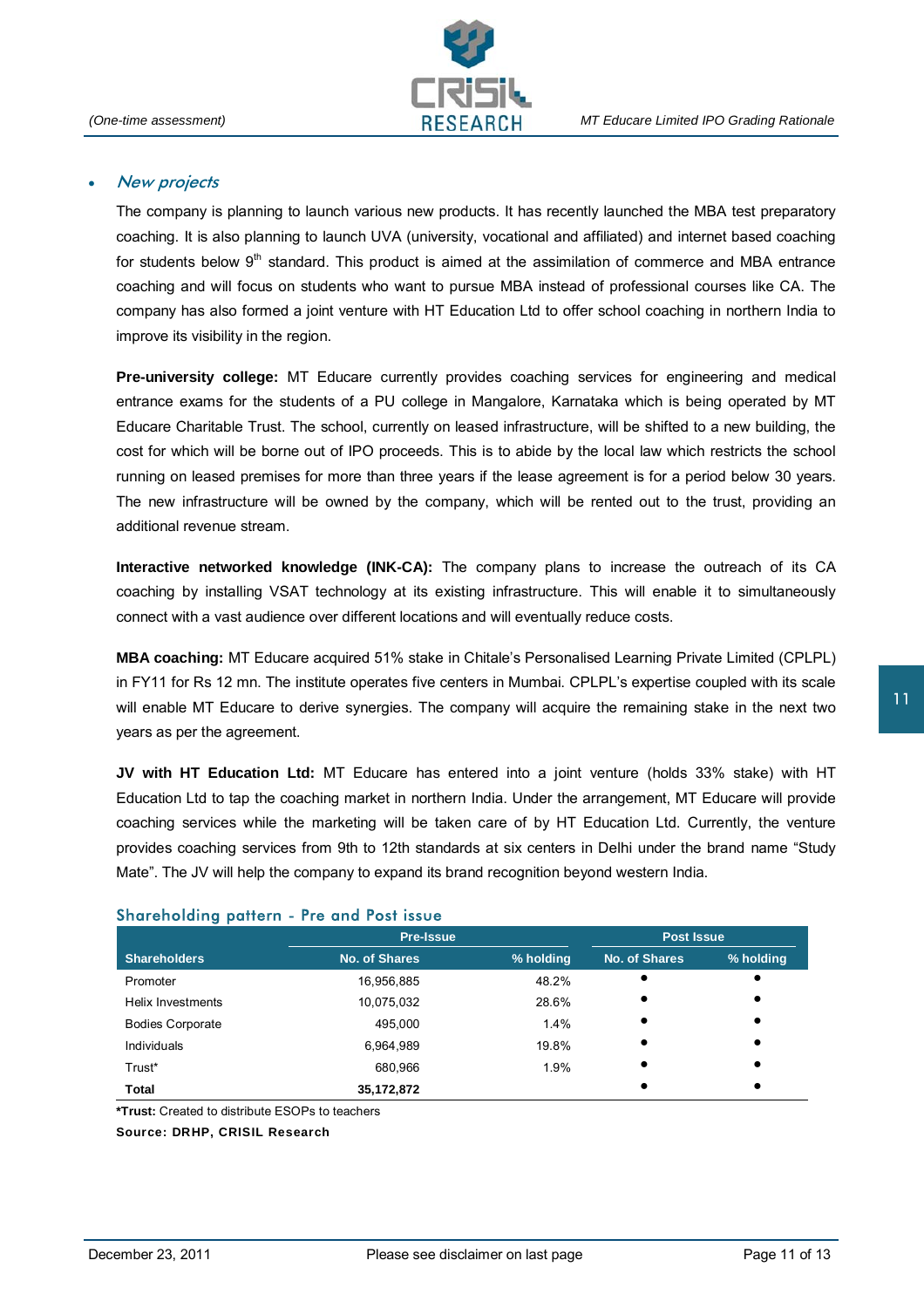- *New projects*

  The company is planning to launch various new products. It has recently launched the MBA test preparatory coaching. It is also planning to launch UVA (university, vocational and affiliated) and internet based coaching for students below 9th standard. This product is aimed at the assimilation of commerce and MBA entrance coaching and will focus on students who want to pursue MBA instead of professional courses like CA. The company has also formed a joint venture with HT Education Ltd to offer school coaching in northern India to improve its visibility in the region.

  **Pre-university college:** MT Educare currently provides coaching services for engineering and medical entrance exams for the students of a PU college in Mangalore, Karnataka which is being operated by MT Educare Charitable Trust. The school, currently on leased infrastructure, will be shifted to a new building, the cost for which will be borne out of IPO proceeds. This is to abide by the local law which restricts the school running on leased premises for more than three years if the lease agreement is for a period below 30 years. The new infrastructure will be owned by the company, which will be rented out to the trust, providing an additional revenue stream.

  **Interactive networked knowledge (INK-CA):** The company plans to increase the outreach of its CA coaching by installing VSAT technology at its existing infrastructure. This will enable it to simultaneously connect with a vast audience over different locations and will eventually reduce costs.

  **MBA coaching:** MT Educare acquired 51% stake in Chitale's Personalised Learning Private Limited (CPLPL) in FY11 for Rs 12 mn. The institute operates five centers in Mumbai. CPLPL's expertise coupled with its scale will enable MT Educare to derive synergies. The company will acquire the remaining stake in the next two years as per the agreement.

  **JV with HT Education Ltd:** MT Educare has entered into a joint venture (holds 33% stake) with HT Education Ltd to tap the coaching market in northern India. Under the arrangement, MT Educare will provide coaching services while the marketing will be taken care of by HT Education Ltd. Currently, the venture provides coaching services from 9th to 12th standards at six centers in Delhi under the brand name "Study Mate". The JV will help the company to expand its brand recognition beyond western India.

### Shareholding pattern - Pre and Post issue

| | Pre-Issue | | Post Issue | |
|---|---|---|---|---|
| **Shareholders** | **No. of Shares** | **% holding** | **No. of Shares** | **% holding** |
| Promoter | 16,956,885 | 48.2% | • | • |
| Helix Investments | 10,075,032 | 28.6% | • | • |
| Bodies Corporate | 495,000 | 1.4% | • | • |
| Individuals | 6,964,989 | 19.8% | • | • |
| Trust* | 680,966 | 1.9% | • | • |
| **Total** | **35,172,872** | | • | • |

***Trust:** Created to distribute ESOPs to teachers

**Source: DRHP, CRISIL Research**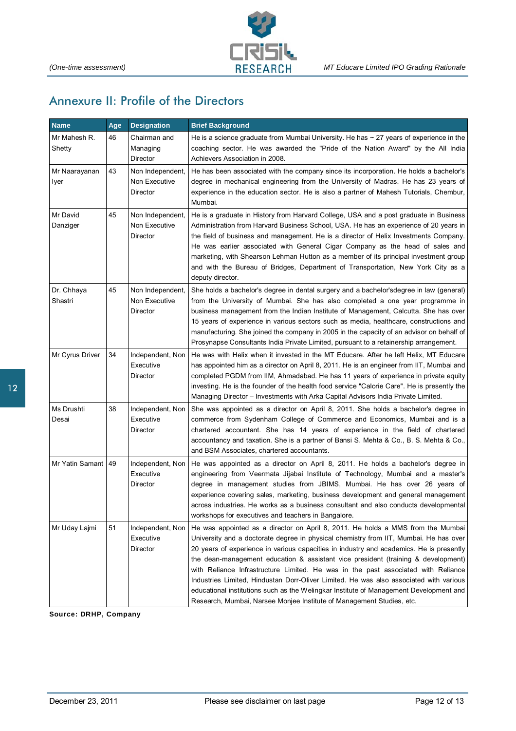## Annexure II: Profile of the Directors

| Name | Age | Designation | Brief Background |
|---|---|---|---|
| Mr Mahesh R. Shetty | 46 | Chairman and Managing Director | He is a science graduate from Mumbai University. He has ~ 27 years of experience in the coaching sector. He was awarded the "Pride of the Nation Award" by the All India Achievers Association in 2008. |
| Mr Naarayanan Iyer | 43 | Non Independent, Non Executive Director | He has been associated with the company since its incorporation. He holds a bachelor's degree in mechanical engineering from the University of Madras. He has 23 years of experience in the education sector. He is also a partner of Mahesh Tutorials, Chembur, Mumbai. |
| Mr David Danziger | 45 | Non Independent, Non Executive Director | He is a graduate in History from Harvard College, USA and a post graduate in Business Administration from Harvard Business School, USA. He has an experience of 20 years in the field of business and management. He is a director of Helix Investments Company. He was earlier associated with General Cigar Company as the head of sales and marketing, with Shearson Lehman Hutton as a member of its principal investment group and with the Bureau of Bridges, Department of Transportation, New York City as a deputy director. |
| Dr. Chhaya Shastri | 45 | Non Independent, Non Executive Director | She holds a bachelor's degree in dental surgery and a bachelor'sdegree in law (general) from the University of Mumbai. She has also completed a one year programme in business management from the Indian Institute of Management, Calcutta. She has over 15 years of experience in various sectors such as media, healthcare, constructions and manufacturing. She joined the company in 2005 in the capacity of an advisor on behalf of Prosynapse Consultants India Private Limited, pursuant to a retainership arrangement. |
| Mr Cyrus Driver | 34 | Independent, Non Executive Director | He was with Helix when it invested in the MT Educare. After he left Helix, MT Educare has appointed him as a director on April 8, 2011. He is an engineer from IIT, Mumbai and completed PGDM from IIM, Ahmadabad. He has 11 years of experience in private equity investing. He is the founder of the health food service "Calorie Care". He is presently the Managing Director – Investments with Arka Capital Advisors India Private Limited. |
| Ms Drushti Desai | 38 | Independent, Non Executive Director | She was appointed as a director on April 8, 2011. She holds a bachelor's degree in commerce from Sydenham College of Commerce and Economics, Mumbai and is a chartered accountant. She has 14 years of experience in the field of chartered accountancy and taxation. She is a partner of Bansi S. Mehta & Co., B. S. Mehta & Co., and BSM Associates, chartered accountants. |
| Mr Yatin Samant | 49 | Independent, Non Executive Director | He was appointed as a director on April 8, 2011. He holds a bachelor's degree in engineering from Veermata Jijabai Institute of Technology, Mumbai and a master's degree in management studies from JBIMS, Mumbai. He has over 26 years of experience covering sales, marketing, business development and general management across industries. He works as a business consultant and also conducts developmental workshops for executives and teachers in Bangalore. |
| Mr Uday Lajmi | 51 | Independent, Non Executive Director | He was appointed as a director on April 8, 2011. He holds a MMS from the Mumbai University and a doctorate degree in physical chemistry from IIT, Mumbai. He has over 20 years of experience in various capacities in industry and academics. He is presently the dean-management education & assistant vice president (training & development) with Reliance Infrastructure Limited. He was in the past associated with Reliance Industries Limited, Hindustan Dorr-Oliver Limited. He was also associated with various educational institutions such as the Welingkar Institute of Management Development and Research, Mumbai, Narsee Monjee Institute of Management Studies, etc. |

**Source: DRHP, Company**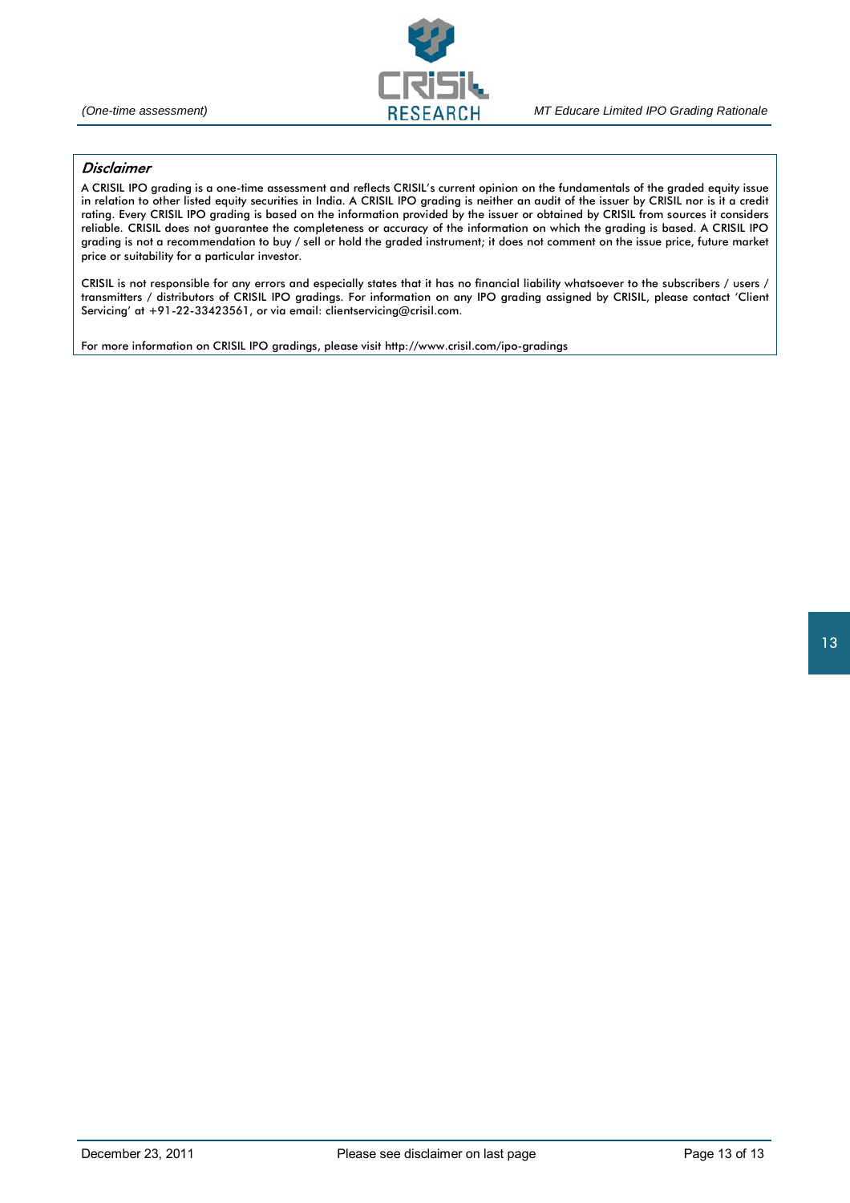## *Disclaimer*

A CRISIL IPO grading is a one-time assessment and reflects CRISIL's current opinion on the fundamentals of the graded equity issue in relation to other listed equity securities in India. A CRISIL IPO grading is neither an audit of the issuer by CRISIL nor is it a credit rating. Every CRISIL IPO grading is based on the information provided by the issuer or obtained by CRISIL from sources it considers reliable. CRISIL does not guarantee the completeness or accuracy of the information on which the grading is based. A CRISIL IPO grading is not a recommendation to buy / sell or hold the graded instrument; it does not comment on the issue price, future market price or suitability for a particular investor.

CRISIL is not responsible for any errors and especially states that it has no financial liability whatsoever to the subscribers / users / transmitters / distributors of CRISIL IPO gradings. For information on any IPO grading assigned by CRISIL, please contact 'Client Servicing' at +91-22-33423561, or via email: clientservicing@crisil.com.

For more information on CRISIL IPO gradings, please visit http://www.crisil.com/ipo-gradings